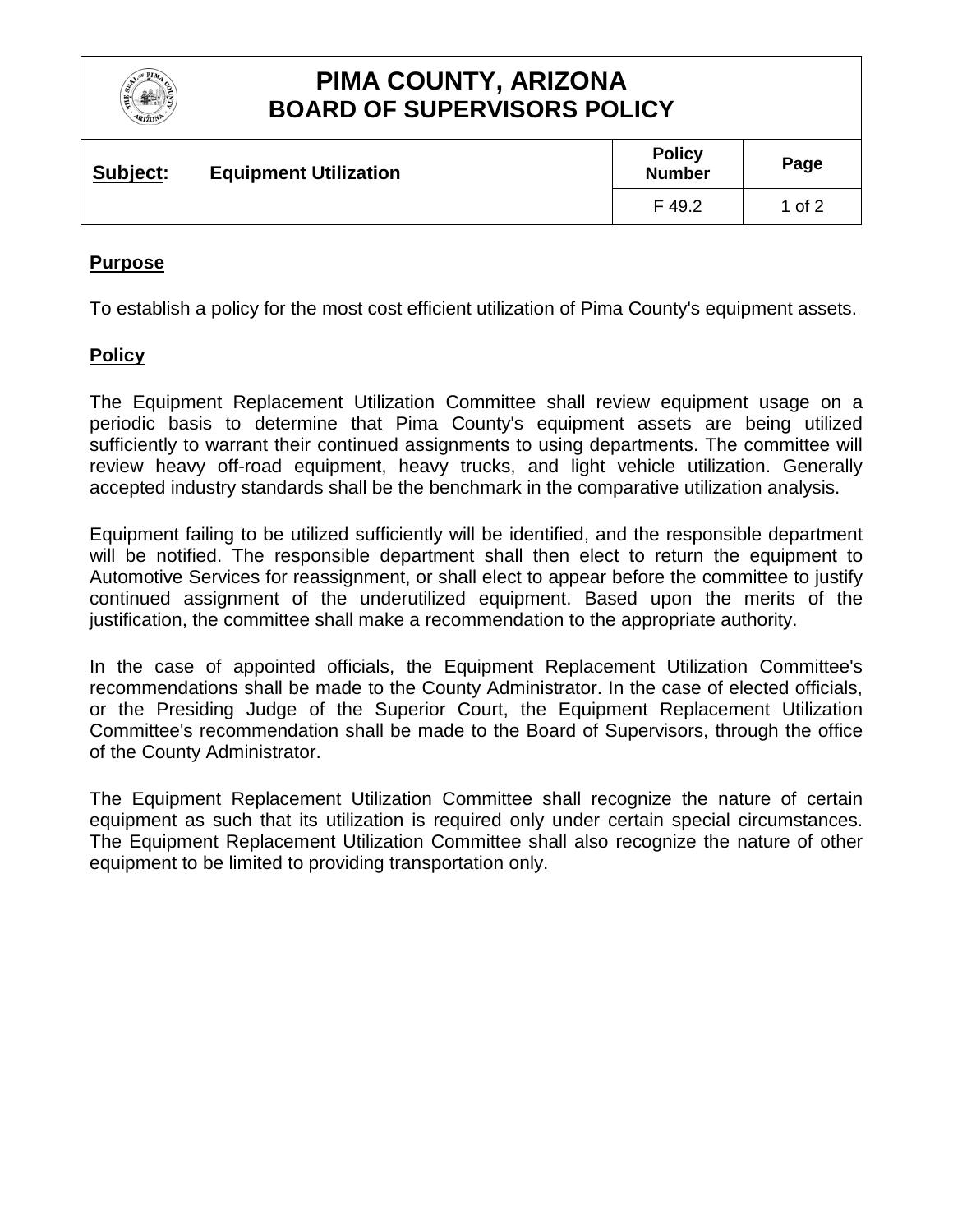# PIMA COUNTY, ARIZONA
# BOARD OF SUPERVISORS POLICY

| **Subject:** Equipment Utilization | **Policy Number** | **Page** |
|---|---|---|
| | F 49.2 | 1 of 2 |

## Purpose

To establish a policy for the most cost efficient utilization of Pima County's equipment assets.

## Policy

The Equipment Replacement Utilization Committee shall review equipment usage on a periodic basis to determine that Pima County's equipment assets are being utilized sufficiently to warrant their continued assignments to using departments. The committee will review heavy off-road equipment, heavy trucks, and light vehicle utilization. Generally accepted industry standards shall be the benchmark in the comparative utilization analysis.

Equipment failing to be utilized sufficiently will be identified, and the responsible department will be notified. The responsible department shall then elect to return the equipment to Automotive Services for reassignment, or shall elect to appear before the committee to justify continued assignment of the underutilized equipment. Based upon the merits of the justification, the committee shall make a recommendation to the appropriate authority.

In the case of appointed officials, the Equipment Replacement Utilization Committee's recommendations shall be made to the County Administrator. In the case of elected officials, or the Presiding Judge of the Superior Court, the Equipment Replacement Utilization Committee's recommendation shall be made to the Board of Supervisors, through the office of the County Administrator.

The Equipment Replacement Utilization Committee shall recognize the nature of certain equipment as such that its utilization is required only under certain special circumstances. The Equipment Replacement Utilization Committee shall also recognize the nature of other equipment to be limited to providing transportation only.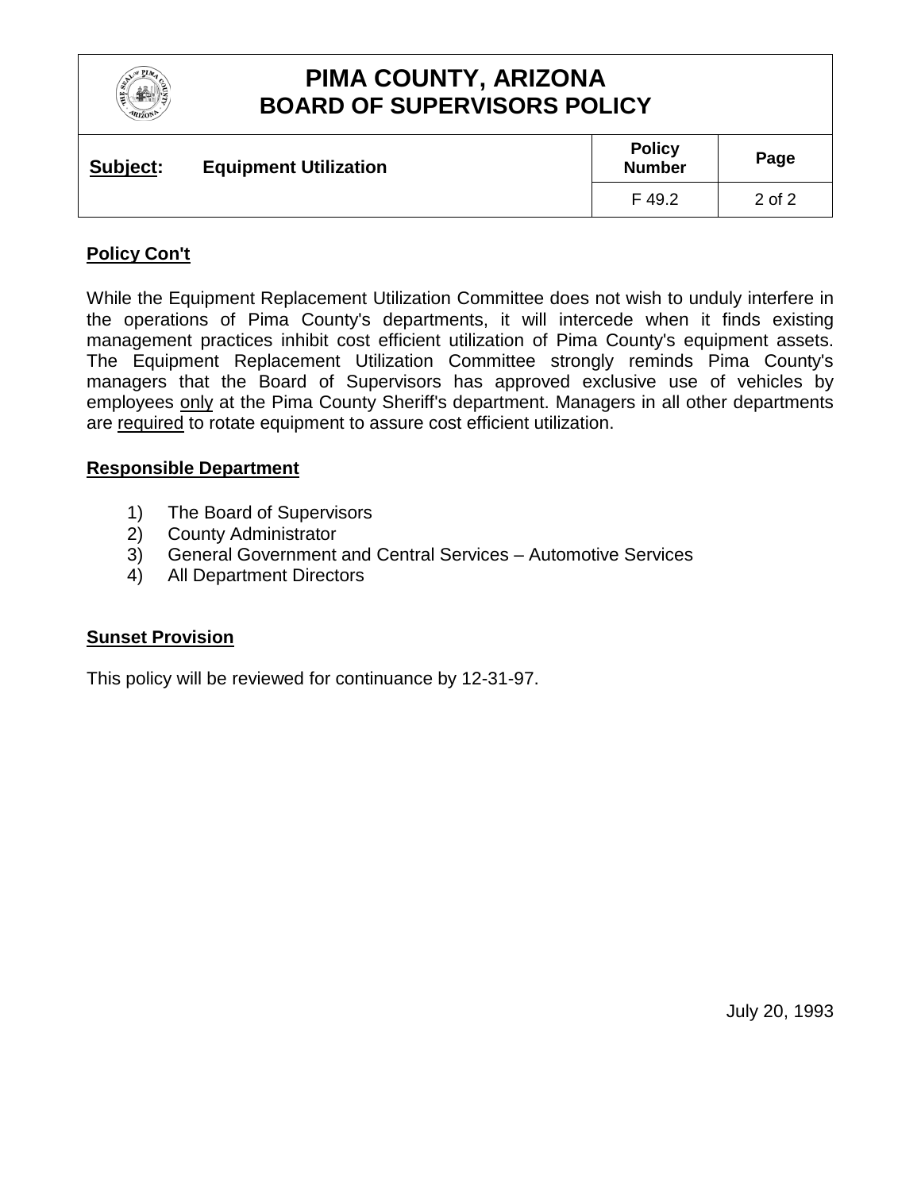**Policy Con't**

While the Equipment Replacement Utilization Committee does not wish to unduly interfere in the operations of Pima County's departments, it will intercede when it finds existing management practices inhibit cost efficient utilization of Pima County's equipment assets. The Equipment Replacement Utilization Committee strongly reminds Pima County's managers that the Board of Supervisors has approved exclusive use of vehicles by employees only at the Pima County Sheriff's department. Managers in all other departments are required to rotate equipment to assure cost efficient utilization.

**Responsible Department**

1) The Board of Supervisors
2) County Administrator
3) General Government and Central Services – Automotive Services
4) All Department Directors

**Sunset Provision**

This policy will be reviewed for continuance by 12-31-97.

July 20, 1993